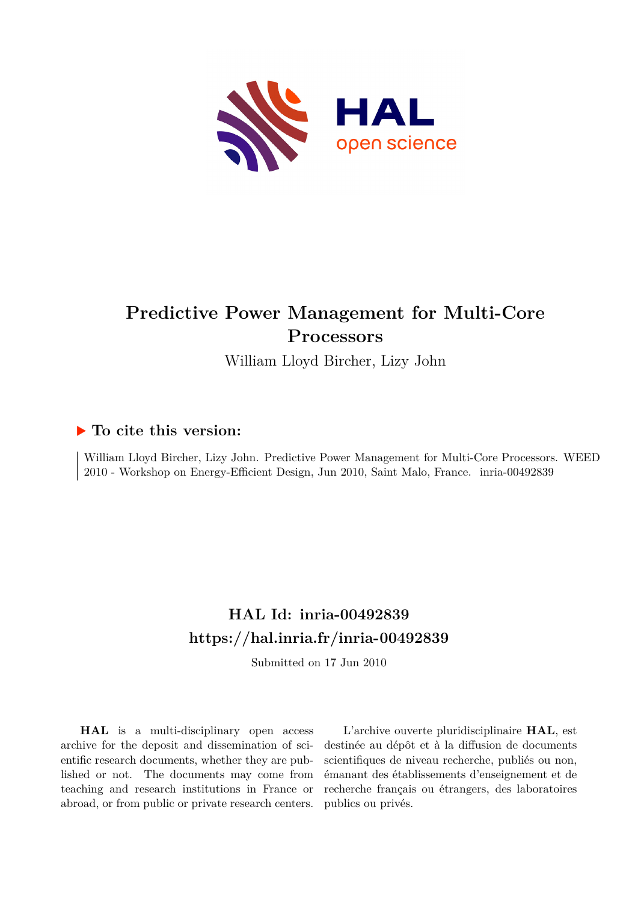# Predictive Power Management for Multi-Core Processors

William Lloyd Bircher, Lizy John

## ▶ To cite this version:

William Lloyd Bircher, Lizy John. Predictive Power Management for Multi-Core Processors. WEED 2010 - Workshop on Energy-Efficient Design, Jun 2010, Saint Malo, France. inria-00492839

## HAL Id: inria-00492839

## https://hal.inria.fr/inria-00492839

Submitted on 17 Jun 2010

**HAL** is a multi-disciplinary open access archive for the deposit and dissemination of scientific research documents, whether they are published or not. The documents may come from teaching and research institutions in France or abroad, or from public or private research centers.

L'archive ouverte pluridisciplinaire **HAL**, est destinée au dépôt et à la diffusion de documents scientifiques de niveau recherche, publiés ou non, émanant des établissements d'enseignement et de recherche français ou étrangers, des laboratoires publics ou privés.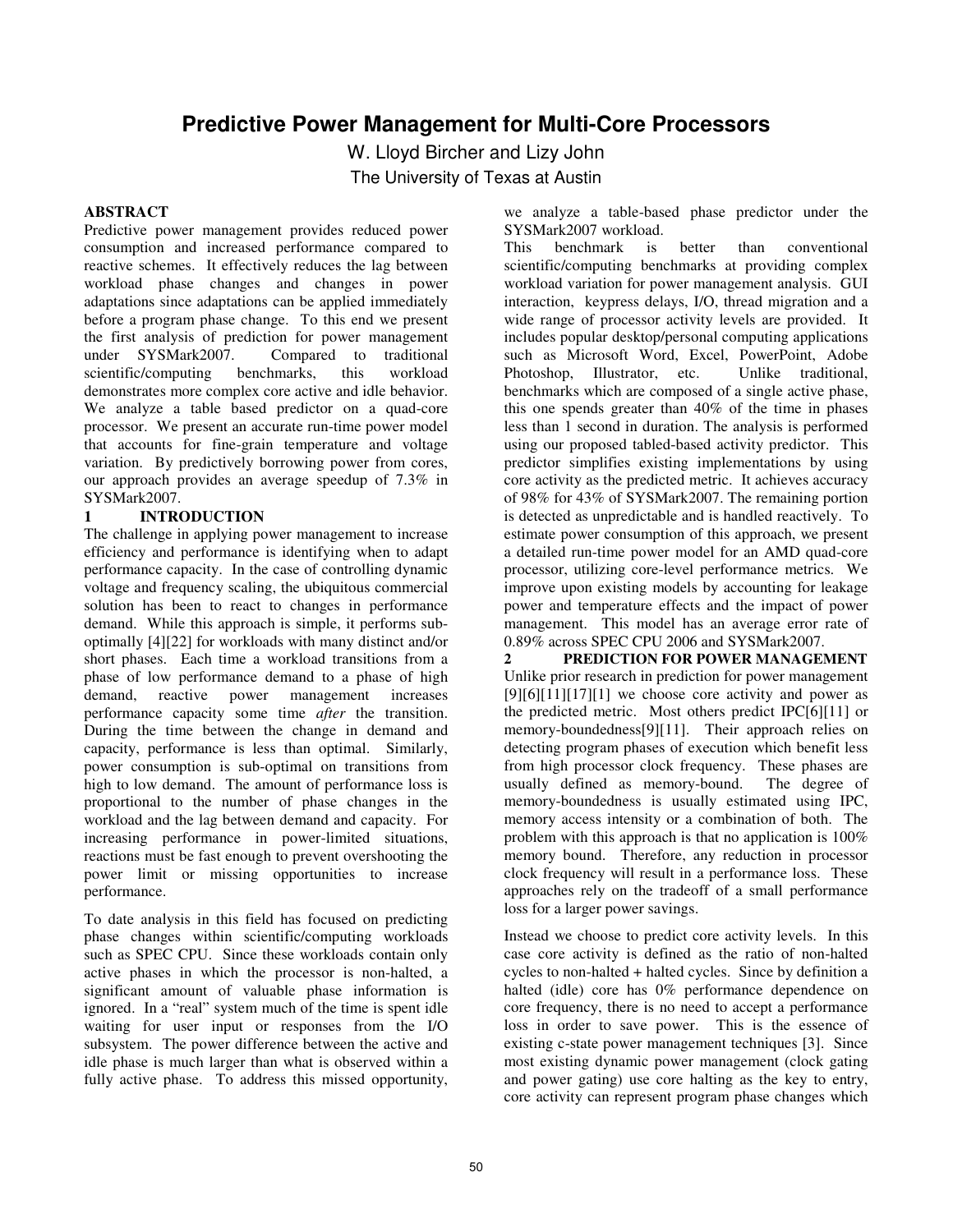# Predictive Power Management for Multi-Core Processors

W. Lloyd Bircher and Lizy John

The University of Texas at Austin

## ABSTRACT

Predictive power management provides reduced power consumption and increased performance compared to reactive schemes. It effectively reduces the lag between workload phase changes and changes in power adaptations since adaptations can be applied immediately before a program phase change. To this end we present the first analysis of prediction for power management under SYSMark2007. Compared to traditional scientific/computing benchmarks, this workload demonstrates more complex core active and idle behavior. We analyze a table based predictor on a quad-core processor. We present an accurate run-time power model that accounts for fine-grain temperature and voltage variation. By predictively borrowing power from cores, our approach provides an average speedup of 7.3% in SYSMark2007.

## 1 INTRODUCTION

The challenge in applying power management to increase efficiency and performance is identifying when to adapt performance capacity. In the case of controlling dynamic voltage and frequency scaling, the ubiquitous commercial solution has been to react to changes in performance demand. While this approach is simple, it performs sub-optimally [4][22] for workloads with many distinct and/or short phases. Each time a workload transitions from a phase of low performance demand to a phase of high demand, reactive power management increases performance capacity some time *after* the transition. During the time between the change in demand and capacity, performance is less than optimal. Similarly, power consumption is sub-optimal on transitions from high to low demand. The amount of performance loss is proportional to the number of phase changes in the workload and the lag between demand and capacity. For increasing performance in power-limited situations, reactions must be fast enough to prevent overshooting the power limit or missing opportunities to increase performance.

To date analysis in this field has focused on predicting phase changes within scientific/computing workloads such as SPEC CPU. Since these workloads contain only active phases in which the processor is non-halted, a significant amount of valuable phase information is ignored. In a "real" system much of the time is spent idle waiting for user input or responses from the I/O subsystem. The power difference between the active and idle phase is much larger than what is observed within a fully active phase. To address this missed opportunity, we analyze a table-based phase predictor under the SYSMark2007 workload.

This benchmark is better than conventional scientific/computing benchmarks at providing complex workload variation for power management analysis. GUI interaction, keypress delays, I/O, thread migration and a wide range of processor activity levels are provided. It includes popular desktop/personal computing applications such as Microsoft Word, Excel, PowerPoint, Adobe Photoshop, Illustrator, etc. Unlike traditional, benchmarks which are composed of a single active phase, this one spends greater than 40% of the time in phases less than 1 second in duration. The analysis is performed using our proposed tabled-based activity predictor. This predictor simplifies existing implementations by using core activity as the predicted metric. It achieves accuracy of 98% for 43% of SYSMark2007. The remaining portion is detected as unpredictable and is handled reactively. To estimate power consumption of this approach, we present a detailed run-time power model for an AMD quad-core processor, utilizing core-level performance metrics. We improve upon existing models by accounting for leakage power and temperature effects and the impact of power management. This model has an average error rate of 0.89% across SPEC CPU 2006 and SYSMark2007.

## 2 PREDICTION FOR POWER MANAGEMENT

Unlike prior research in prediction for power management [9][6][11][17][1] we choose core activity and power as the predicted metric. Most others predict IPC[6][11] or memory-boundedness[9][11]. Their approach relies on detecting program phases of execution which benefit less from high processor clock frequency. These phases are usually defined as memory-bound. The degree of memory-boundedness is usually estimated using IPC, memory access intensity or a combination of both. The problem with this approach is that no application is 100% memory bound. Therefore, any reduction in processor clock frequency will result in a performance loss. These approaches rely on the tradeoff of a small performance loss for a larger power savings.

Instead we choose to predict core activity levels. In this case core activity is defined as the ratio of non-halted cycles to non-halted + halted cycles. Since by definition a halted (idle) core has 0% performance dependence on core frequency, there is no need to accept a performance loss in order to save power. This is the essence of existing c-state power management techniques [3]. Since most existing dynamic power management (clock gating and power gating) use core halting as the key to entry, core activity can represent program phase changes which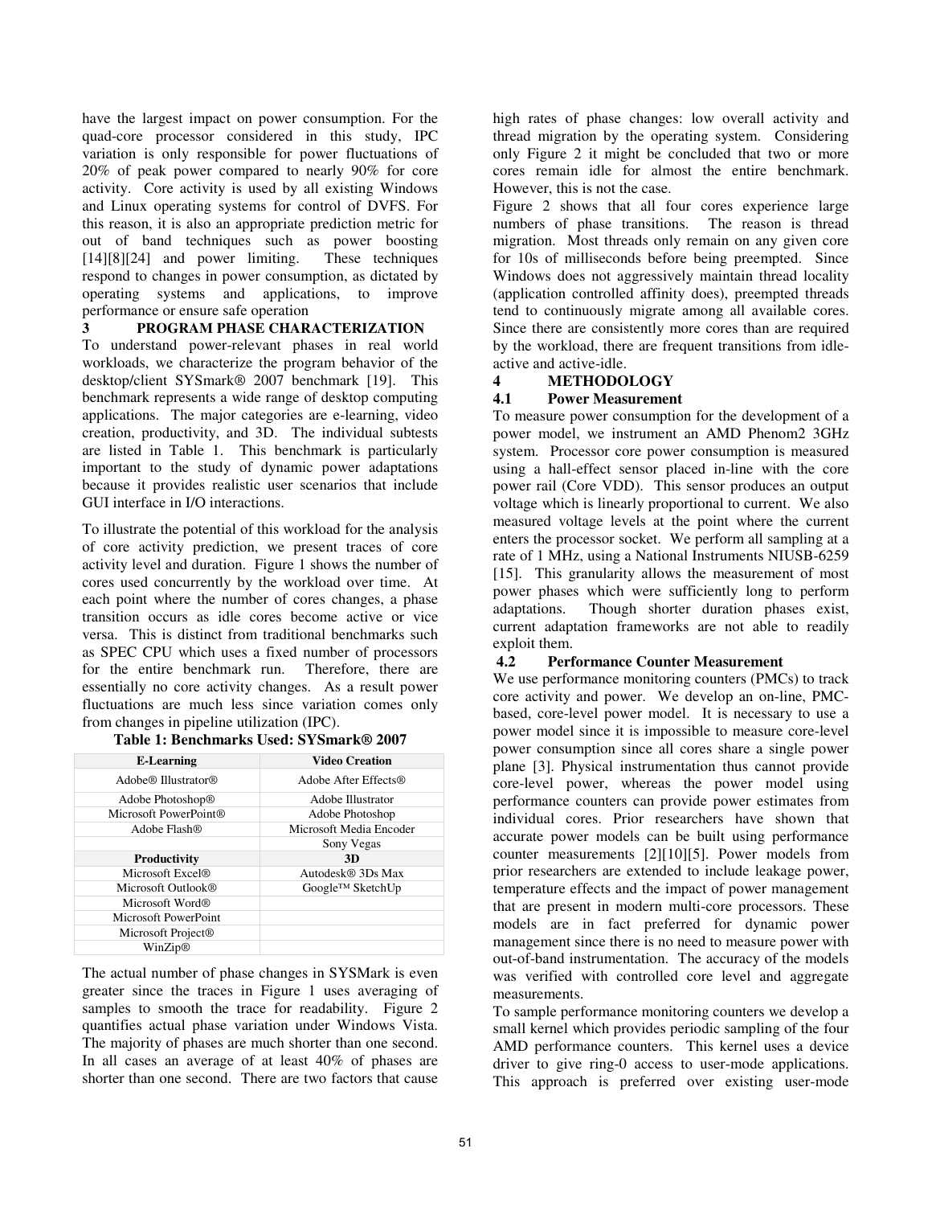have the largest impact on power consumption. For the quad-core processor considered in this study, IPC variation is only responsible for power fluctuations of 20% of peak power compared to nearly 90% for core activity. Core activity is used by all existing Windows and Linux operating systems for control of DVFS. For this reason, it is also an appropriate prediction metric for out of band techniques such as power boosting [14][8][24] and power limiting. These techniques respond to changes in power consumption, as dictated by operating systems and applications, to improve performance or ensure safe operation

## 3 PROGRAM PHASE CHARACTERIZATION

To understand power-relevant phases in real world workloads, we characterize the program behavior of the desktop/client SYSmark® 2007 benchmark [19]. This benchmark represents a wide range of desktop computing applications. The major categories are e-learning, video creation, productivity, and 3D. The individual subtests are listed in Table 1. This benchmark is particularly important to the study of dynamic power adaptations because it provides realistic user scenarios that include GUI interface in I/O interactions.

To illustrate the potential of this workload for the analysis of core activity prediction, we present traces of core activity level and duration. Figure 1 shows the number of cores used concurrently by the workload over time. At each point where the number of cores changes, a phase transition occurs as idle cores become active or vice versa. This is distinct from traditional benchmarks such as SPEC CPU which uses a fixed number of processors for the entire benchmark run. Therefore, there are essentially no core activity changes. As a result power fluctuations are much less since variation comes only from changes in pipeline utilization (IPC).

**Table 1: Benchmarks Used: SYSmark® 2007**

| E-Learning | Video Creation |
|---|---|
| Adobe® Illustrator® | Adobe After Effects® |
| Adobe Photoshop® | Adobe Illustrator |
| Microsoft PowerPoint® | Adobe Photoshop |
| Adobe Flash® | Microsoft Media Encoder |
| | Sony Vegas |
| **Productivity** | **3D** |
| Microsoft Excel® | Autodesk® 3Ds Max |
| Microsoft Outlook® | Google™ SketchUp |
| Microsoft Word® | |
| Microsoft PowerPoint | |
| Microsoft Project® | |
| WinZip® | |

The actual number of phase changes in SYSMark is even greater since the traces in Figure 1 uses averaging of samples to smooth the trace for readability. Figure 2 quantifies actual phase variation under Windows Vista. The majority of phases are much shorter than one second. In all cases an average of at least 40% of phases are shorter than one second. There are two factors that cause high rates of phase changes: low overall activity and thread migration by the operating system. Considering only Figure 2 it might be concluded that two or more cores remain idle for almost the entire benchmark. However, this is not the case.

Figure 2 shows that all four cores experience large numbers of phase transitions. The reason is thread migration. Most threads only remain on any given core for 10s of milliseconds before being preempted. Since Windows does not aggressively maintain thread locality (application controlled affinity does), preempted threads tend to continuously migrate among all available cores. Since there are consistently more cores than are required by the workload, there are frequent transitions from idle-active and active-idle.

## 4 METHODOLOGY

### 4.1 Power Measurement

To measure power consumption for the development of a power model, we instrument an AMD Phenom2 3GHz system. Processor core power consumption is measured using a hall-effect sensor placed in-line with the core power rail (Core VDD). This sensor produces an output voltage which is linearly proportional to current. We also measured voltage levels at the point where the current enters the processor socket. We perform all sampling at a rate of 1 MHz, using a National Instruments NIUSB-6259 [15]. This granularity allows the measurement of most power phases which were sufficiently long to perform adaptations. Though shorter duration phases exist, current adaptation frameworks are not able to readily exploit them.

### 4.2 Performance Counter Measurement

We use performance monitoring counters (PMCs) to track core activity and power. We develop an on-line, PMC-based, core-level power model. It is necessary to use a power model since it is impossible to measure core-level power consumption since all cores share a single power plane [3]. Physical instrumentation thus cannot provide core-level power, whereas the power model using performance counters can provide power estimates from individual cores. Prior researchers have shown that accurate power models can be built using performance counter measurements [2][10][5]. Power models from prior researchers are extended to include leakage power, temperature effects and the impact of power management that are present in modern multi-core processors. These models are in fact preferred for dynamic power management since there is no need to measure power with out-of-band instrumentation. The accuracy of the models was verified with controlled core level and aggregate measurements.

To sample performance monitoring counters we develop a small kernel which provides periodic sampling of the four AMD performance counters. This kernel uses a device driver to give ring-0 access to user-mode applications. This approach is preferred over existing user-mode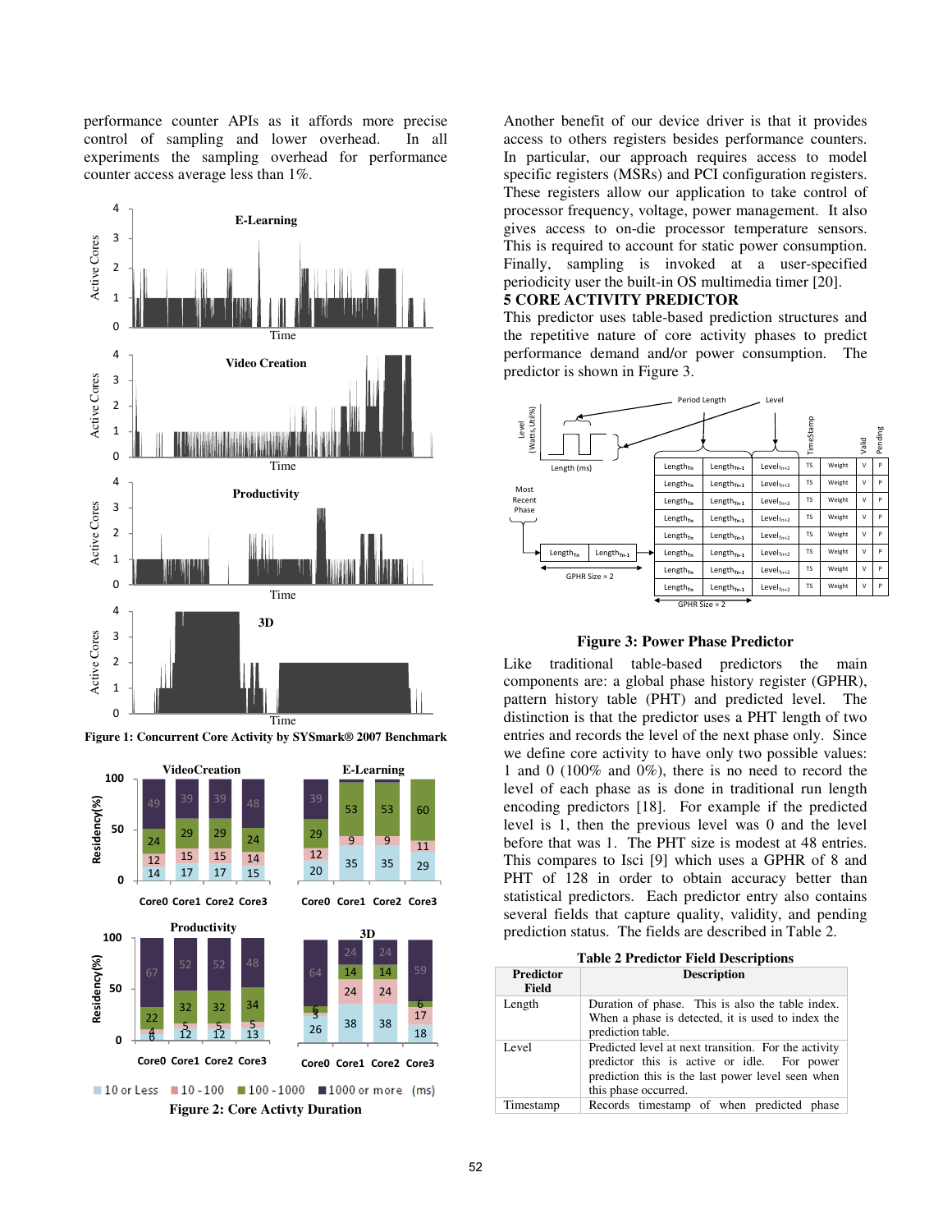performance counter APIs as it affords more precise control of sampling and lower overhead. In all experiments the sampling overhead for performance counter access average less than 1%.

Figure 1: Concurrent Core Activity by SYSmark® 2007 Benchmark

Figure 2: Core Activty Duration

Another benefit of our device driver is that it provides access to others registers besides performance counters. In particular, our approach requires access to model specific registers (MSRs) and PCI configuration registers. These registers allow our application to take control of processor frequency, voltage, power management. It also gives access to on-die processor temperature sensors. This is required to account for static power consumption. Finally, sampling is invoked at a user-specified periodicity user the built-in OS multimedia timer [20].

## 5 CORE ACTIVITY PREDICTOR

This predictor uses table-based prediction structures and the repetitive nature of core activity phases to predict performance demand and/or power consumption. The predictor is shown in Figure 3.

Figure 3: Power Phase Predictor

Like traditional table-based predictors the main components are: a global phase history register (GPHR), pattern history table (PHT) and predicted level. The distinction is that the predictor uses a PHT length of two entries and records the level of the next phase only. Since we define core activity to have only two possible values: 1 and 0 (100% and 0%), there is no need to record the level of each phase as is done in traditional run length encoding predictors [18]. For example if the predicted level is 1, then the previous level was 0 and the level before that was 1. The PHT size is modest at 48 entries. This compares to Isci [9] which uses a GPHR of 8 and PHT of 128 in order to obtain accuracy better than statistical predictors. Each predictor entry also contains several fields that capture quality, validity, and pending prediction status. The fields are described in Table 2.

**Table 2 Predictor Field Descriptions**

| Predictor Field | Description |
|---|---|
| Length | Duration of phase. This is also the table index. When a phase is detected, it is used to index the prediction table. |
| Level | Predicted level at next transition. For the activity predictor this is active or idle. For power prediction this is the last power level seen when this phase occurred. |
| Timestamp | Records timestamp of when predicted phase |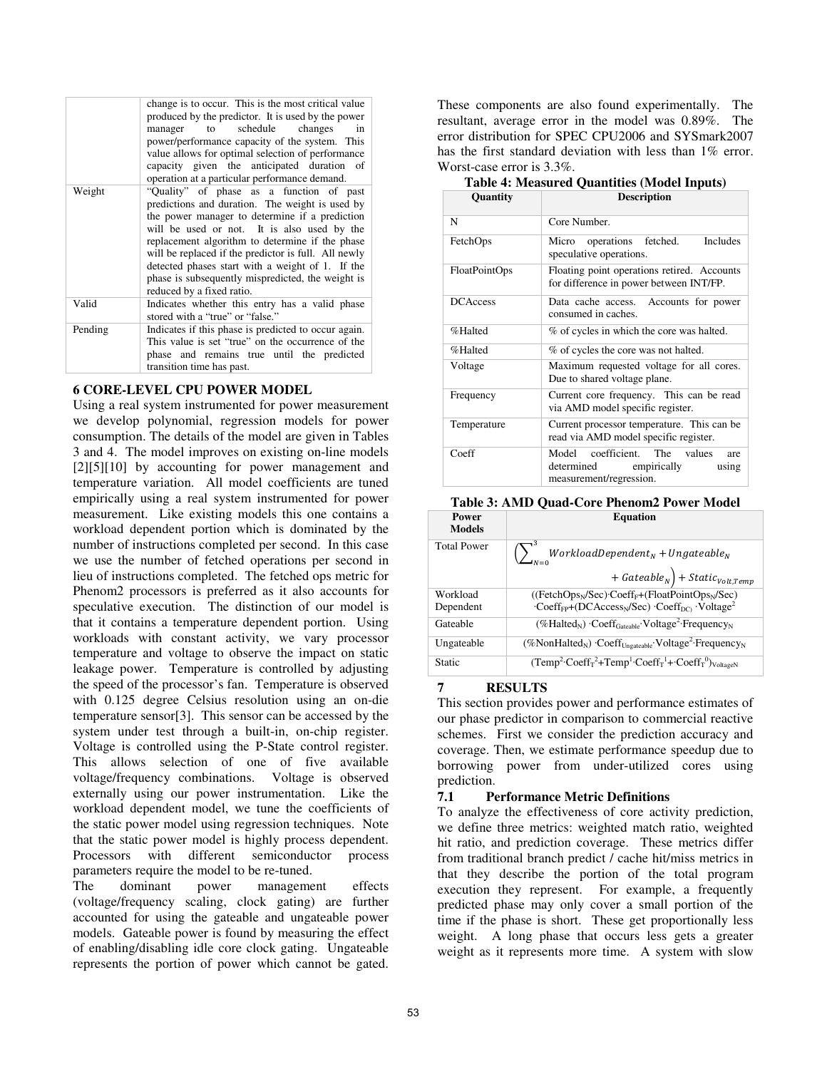| | |
|---|---|
| | change is to occur. This is the most critical value produced by the predictor. It is used by the power manager to schedule changes in power/performance capacity of the system. This value allows for optimal selection of performance capacity given the anticipated duration of operation at a particular performance demand. |
| Weight | "Quality" of phase as a function of past predictions and duration. The weight is used by the power manager to determine if a prediction will be used or not. It is also used by the replacement algorithm to determine if the phase will be replaced if the predictor is full. All newly detected phases start with a weight of 1. If the phase is subsequently mispredicted, the weight is reduced by a fixed ratio. |
| Valid | Indicates whether this entry has a valid phase stored with a "true" or "false." |
| Pending | Indicates if this phase is predicted to occur again. This value is set "true" on the occurrence of the phase and remains true until the predicted transition time has past. |

## 6 CORE-LEVEL CPU POWER MODEL

Using a real system instrumented for power measurement we develop polynomial, regression models for power consumption. The details of the model are given in Tables 3 and 4. The model improves on existing on-line models [2][5][10] by accounting for power management and temperature variation. All model coefficients are tuned empirically using a real system instrumented for power measurement. Like existing models this one contains a workload dependent portion which is dominated by the number of instructions completed per second. In this case we use the number of fetched operations per second in lieu of instructions completed. The fetched ops metric for Phenom2 processors is preferred as it also accounts for speculative execution. The distinction of our model is that it contains a temperature dependent portion. Using workloads with constant activity, we vary processor temperature and voltage to observe the impact on static leakage power. Temperature is controlled by adjusting the speed of the processor's fan. Temperature is observed with 0.125 degree Celsius resolution using an on-die temperature sensor[3]. This sensor can be accessed by the system under test through a built-in, on-chip register. Voltage is controlled using the P-State control register. This allows selection of one of five available voltage/frequency combinations. Voltage is observed externally using our power instrumentation. Like the workload dependent model, we tune the coefficients of the static power model using regression techniques. Note that the static power model is highly process dependent. Processors with different semiconductor process parameters require the model to be re-tuned.

The dominant power management effects (voltage/frequency scaling, clock gating) are further accounted for using the gateable and ungateable power models. Gateable power is found by measuring the effect of enabling/disabling idle core clock gating. Ungateable represents the portion of power which cannot be gated. These components are also found experimentally. The resultant, average error in the model was 0.89%. The error distribution for SPEC CPU2006 and SYSmark2007 has the first standard deviation with less than 1% error. Worst-case error is 3.3%.

**Table 4: Measured Quantities (Model Inputs)**

| Quantity | Description |
|---|---|
| N | Core Number. |
| FetchOps | Micro operations fetched. Includes speculative operations. |
| FloatPointOps | Floating point operations retired. Accounts for difference in power between INT/FP. |
| DCAccess | Data cache access. Accounts for power consumed in caches. |
| %Halted | % of cycles in which the core was halted. |
| %Halted | % of cycles the core was not halted. |
| Voltage | Maximum requested voltage for all cores. Due to shared voltage plane. |
| Frequency | Current core frequency. This can be read via AMD model specific register. |
| Temperature | Current processor temperature. This can be read via AMD model specific register. |
| Coeff | Model coefficient. The values are determined empirically using measurement/regression. |

**Table 3: AMD Quad-Core Phenom2 Power Model**

| Power Models | Equation |
|---|---|
| Total Power | $\left(\sum_{N=0}^{3} WorkloadDependent_N + Ungateable_N + Gateable_N\right) + Static_{Volt,Temp}$ |
| Workload Dependent | $((FetchOps_N/Sec)\cdot Coeff_F+(FloatPointOps_N/Sec)\cdot Coeff_{FP}+(DCAccess_N/Sec)\cdot Coeff_{DC})\cdot Voltage^2$ |
| Gateable | $(\%Halted_N)\cdot Coeff_{Gateable}\cdot Voltage^2\cdot Frequency_N$ |
| Ungateable | $(\%NonHalted_N)\cdot Coeff_{Ungateable}\cdot Voltage^2\cdot Frequency_N$ |
| Static | $(Temp^2\cdot Coeff_T{}^2+Temp^1\cdot Coeff_T{}^1+\cdot Coeff_T{}^0)_{VoltageN}$ |

## 7 RESULTS

This section provides power and performance estimates of our phase predictor in comparison to commercial reactive schemes. First we consider the prediction accuracy and coverage. Then, we estimate performance speedup due to borrowing power from under-utilized cores using prediction.

### 7.1 Performance Metric Definitions

To analyze the effectiveness of core activity prediction, we define three metrics: weighted match ratio, weighted hit ratio, and prediction coverage. These metrics differ from traditional branch predict / cache hit/miss metrics in that they describe the portion of the total program execution they represent. For example, a frequently predicted phase may only cover a small portion of the time if the phase is short. These get proportionally less weight. A long phase that occurs less gets a greater weight as it represents more time. A system with slow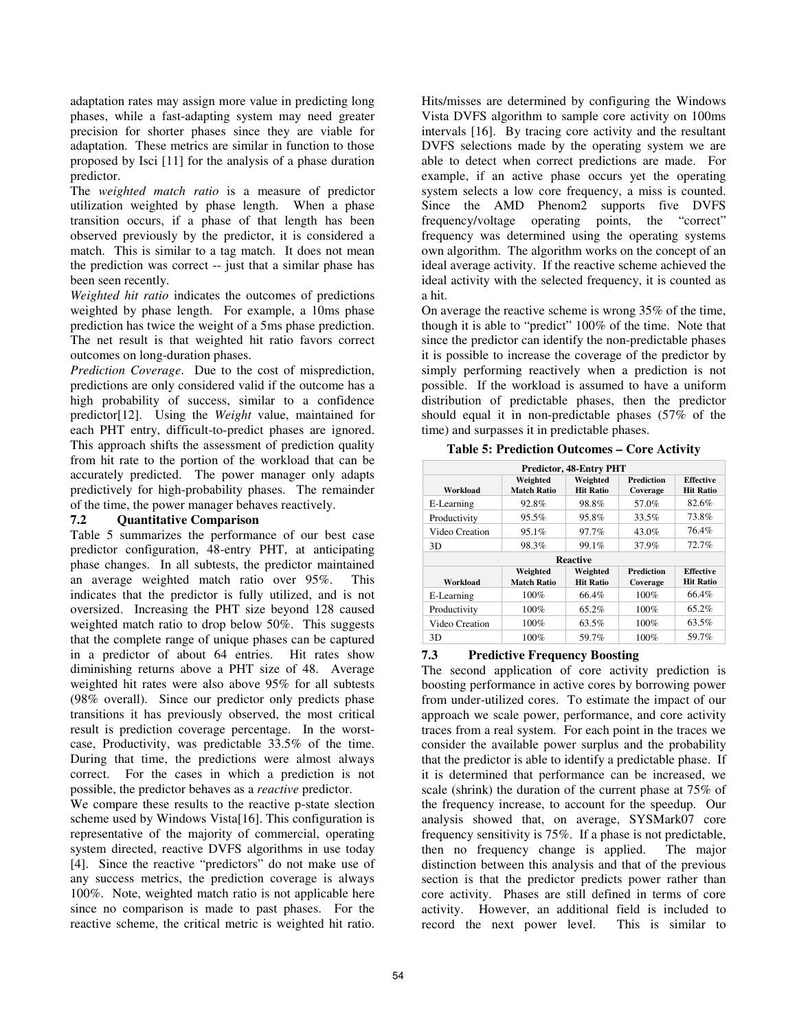adaptation rates may assign more value in predicting long phases, while a fast-adapting system may need greater precision for shorter phases since they are viable for adaptation. These metrics are similar in function to those proposed by Isci [11] for the analysis of a phase duration predictor.

The *weighted match ratio* is a measure of predictor utilization weighted by phase length. When a phase transition occurs, if a phase of that length has been observed previously by the predictor, it is considered a match. This is similar to a tag match. It does not mean the prediction was correct -- just that a similar phase has been seen recently.

*Weighted hit ratio* indicates the outcomes of predictions weighted by phase length. For example, a 10ms phase prediction has twice the weight of a 5ms phase prediction. The net result is that weighted hit ratio favors correct outcomes on long-duration phases.

*Prediction Coverage*. Due to the cost of misprediction, predictions are only considered valid if the outcome has a high probability of success, similar to a confidence predictor[12]. Using the *Weight* value, maintained for each PHT entry, difficult-to-predict phases are ignored. This approach shifts the assessment of prediction quality from hit rate to the portion of the workload that can be accurately predicted. The power manager only adapts predictively for high-probability phases. The remainder of the time, the power manager behaves reactively.

### 7.2 Quantitative Comparison

Table 5 summarizes the performance of our best case predictor configuration, 48-entry PHT, at anticipating phase changes. In all subtests, the predictor maintained an average weighted match ratio over 95%. This indicates that the predictor is fully utilized, and is not oversized. Increasing the PHT size beyond 128 caused weighted match ratio to drop below 50%. This suggests that the complete range of unique phases can be captured in a predictor of about 64 entries. Hit rates show diminishing returns above a PHT size of 48. Average weighted hit rates were also above 95% for all subtests (98% overall). Since our predictor only predicts phase transitions it has previously observed, the most critical result is prediction coverage percentage. In the worst-case, Productivity, was predictable 33.5% of the time. During that time, the predictions were almost always correct. For the cases in which a prediction is not possible, the predictor behaves as a *reactive* predictor.

We compare these results to the reactive p-state slection scheme used by Windows Vista[16]. This configuration is representative of the majority of commercial, operating system directed, reactive DVFS algorithms in use today [4]. Since the reactive "predictors" do not make use of any success metrics, the prediction coverage is always 100%. Note, weighted match ratio is not applicable here since no comparison is made to past phases. For the reactive scheme, the critical metric is weighted hit ratio. Hits/misses are determined by configuring the Windows Vista DVFS algorithm to sample core activity on 100ms intervals [16]. By tracing core activity and the resultant DVFS selections made by the operating system we are able to detect when correct predictions are made. For example, if an active phase occurs yet the operating system selects a low core frequency, a miss is counted. Since the AMD Phenom2 supports five DVFS frequency/voltage operating points, the "correct" frequency was determined using the operating systems own algorithm. The algorithm works on the concept of an ideal average activity. If the reactive scheme achieved the ideal activity with the selected frequency, it is counted as a hit.

On average the reactive scheme is wrong 35% of the time, though it is able to "predict" 100% of the time. Note that since the predictor can identify the non-predictable phases it is possible to increase the coverage of the predictor by simply performing reactively when a prediction is not possible. If the workload is assumed to have a uniform distribution of predictable phases, then the predictor should equal it in non-predictable phases (57% of the time) and surpasses it in predictable phases.

**Table 5: Prediction Outcomes – Core Activity**

| Predictor, 48-Entry PHT | | | | |
|---|---|---|---|---|
| **Workload** | **Weighted Match Ratio** | **Weighted Hit Ratio** | **Prediction Coverage** | **Effective Hit Ratio** |
| E-Learning | 92.8% | 98.8% | 57.0% | 82.6% |
| Productivity | 95.5% | 95.8% | 33.5% | 73.8% |
| Video Creation | 95.1% | 97.7% | 43.0% | 76.4% |
| 3D | 98.3% | 99.1% | 37.9% | 72.7% |
| **Reactive** | | | | |
| **Workload** | **Weighted Match Ratio** | **Weighted Hit Ratio** | **Prediction Coverage** | **Effective Hit Ratio** |
| E-Learning | 100% | 66.4% | 100% | 66.4% |
| Productivity | 100% | 65.2% | 100% | 65.2% |
| Video Creation | 100% | 63.5% | 100% | 63.5% |
| 3D | 100% | 59.7% | 100% | 59.7% |

### 7.3 Predictive Frequency Boosting

The second application of core activity prediction is boosting performance in active cores by borrowing power from under-utilized cores. To estimate the impact of our approach we scale power, performance, and core activity traces from a real system. For each point in the traces we consider the available power surplus and the probability that the predictor is able to identify a predictable phase. If it is determined that performance can be increased, we scale (shrink) the duration of the current phase at 75% of the frequency increase, to account for the speedup. Our analysis showed that, on average, SYSMark07 core frequency sensitivity is 75%. If a phase is not predictable, then no frequency change is applied. The major distinction between this analysis and that of the previous section is that the predictor predicts power rather than core activity. Phases are still defined in terms of core activity. However, an additional field is included to record the next power level. This is similar to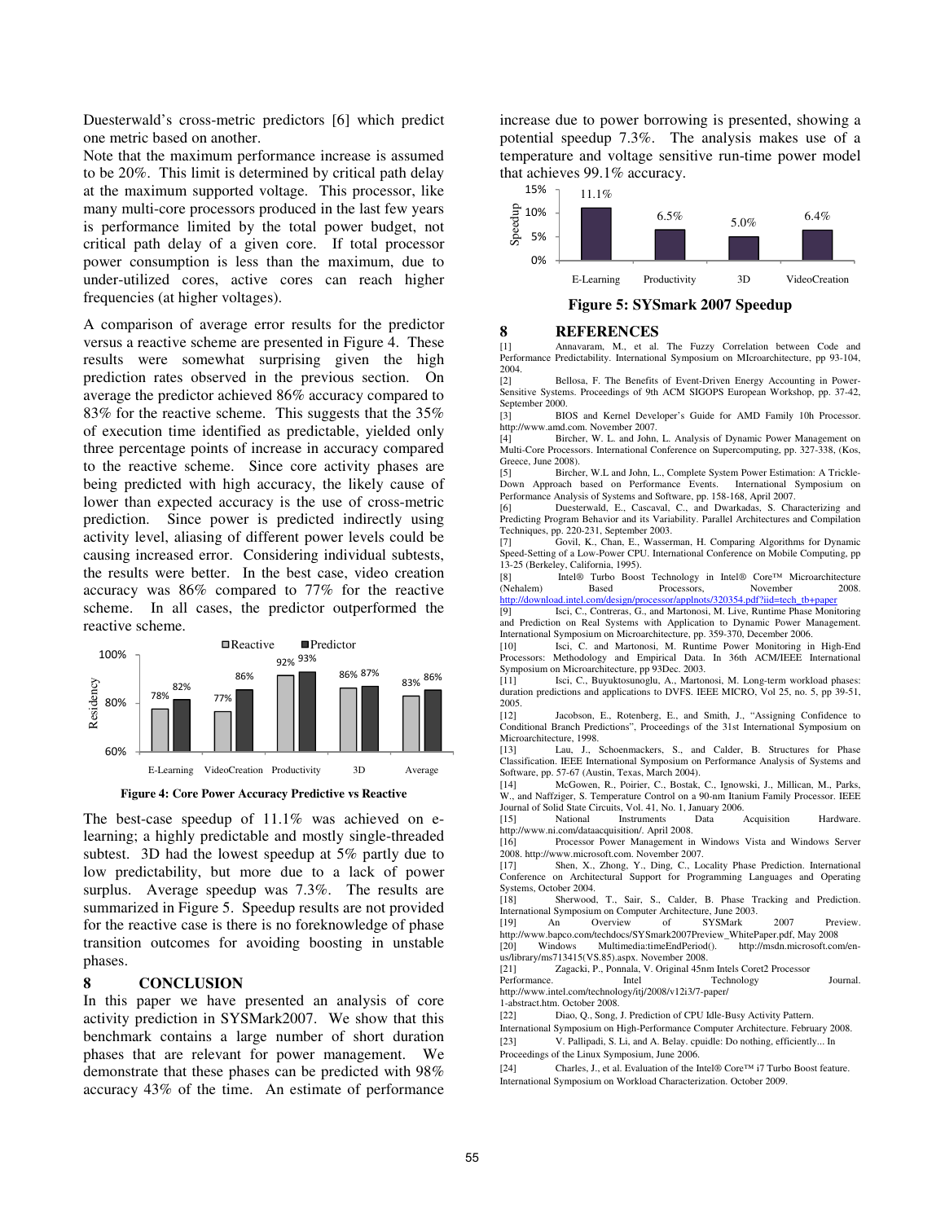Duesterwald's cross-metric predictors [6] which predict one metric based on another.

Note that the maximum performance increase is assumed to be 20%. This limit is determined by critical path delay at the maximum supported voltage. This processor, like many multi-core processors produced in the last few years is performance limited by the total power budget, not critical path delay of a given core. If total processor power consumption is less than the maximum, due to under-utilized cores, active cores can reach higher frequencies (at higher voltages).

A comparison of average error results for the predictor versus a reactive scheme are presented in Figure 4. These results were somewhat surprising given the high prediction rates observed in the previous section. On average the predictor achieved 86% accuracy compared to 83% for the reactive scheme. This suggests that the 35% of execution time identified as predictable, yielded only three percentage points of increase in accuracy compared to the reactive scheme. Since core activity phases are being predicted with high accuracy, the likely cause of lower than expected accuracy is the use of cross-metric prediction. Since power is predicted indirectly using activity level, aliasing of different power levels could be causing increased error. Considering individual subtests, the results were better. In the best case, video creation accuracy was 86% compared to 77% for the reactive scheme. In all cases, the predictor outperformed the reactive scheme.

Reactive
Predictor
100%
80%
60%
Residency
78% 82%
77% 86%
92% 93%
86% 87%
83% 86%
E-Learning
VideoCreation
Productivity
3D
Average

**Figure 4: Core Power Accuracy Predictive vs Reactive**

The best-case speedup of 11.1% was achieved on e-learning; a highly predictable and mostly single-threaded subtest. 3D had the lowest speedup at 5% partly due to low predictability, but more due to a lack of power surplus. Average speedup was 7.3%. The results are summarized in Figure 5. Speedup results are not provided for the reactive case is there is no foreknowledge of phase transition outcomes for avoiding boosting in unstable phases.

## 8 CONCLUSION

In this paper we have presented an analysis of core activity prediction in SYSMark2007. We show that this benchmark contains a large number of short duration phases that are relevant for power management. We demonstrate that these phases can be predicted with 98% accuracy 43% of the time. An estimate of performance increase due to power borrowing is presented, showing a potential speedup 7.3%. The analysis makes use of a temperature and voltage sensitive run-time power model that achieves 99.1% accuracy.

15%
10%
5%
0%
Speedup
11.1%
6.5%
5.0%
6.4%
E-Learning
Productivity
3D
VideoCreation

**Figure 5: SYSmark 2007 Speedup**

## 8 REFERENCES

[1] Annavaram, M., et al. The Fuzzy Correlation between Code and Performance Predictability. International Symposium on MIcroarchitecture, pp 93-104, 2004.

[2] Bellosa, F. The Benefits of Event-Driven Energy Accounting in Power-Sensitive Systems. Proceedings of 9th ACM SIGOPS European Workshop, pp. 37-42, September 2000.

[3] BIOS and Kernel Developer's Guide for AMD Family 10h Processor. http://www.amd.com. November 2007.

[4] Bircher, W. L. and John, L. Analysis of Dynamic Power Management on Multi-Core Processors. International Conference on Supercomputing, pp. 327-338, (Kos, Greece, June 2008).

[5] Bircher, W.L and John, L., Complete System Power Estimation: A Trickle-Down Approach based on Performance Events. International Symposium on Performance Analysis of Systems and Software, pp. 158-168, April 2007.

[6] Duesterwald, E., Cascaval, C., and Dwarkadas, S. Characterizing and Predicting Program Behavior and its Variability. Parallel Architectures and Compilation Techniques, pp. 220-231, September 2003.

[7] Govil, K., Chan, E., Wasserman, H. Comparing Algorithms for Dynamic Speed-Setting of a Low-Power CPU. International Conference on Mobile Computing, pp 13-25 (Berkeley, California, 1995).

[8] Intel® Turbo Boost Technology in Intel® Core™ Microarchitecture (Nehalem) Based Processors, November 2008. http://download.intel.com/design/processor/applnots/320354.pdf?iid=tech_tb+paper

[9] Isci, C., Contreras, G., and Martonosi, M. Live, Runtime Phase Monitoring and Prediction on Real Systems with Application to Dynamic Power Management. International Symposium on Microarchitecture, pp. 359-370, December 2006.

[10] Isci, C. and Martonosi, M. Runtime Power Monitoring in High-End Processors: Methodology and Empirical Data. In 36th ACM/IEEE International Symposium on Microarchitecture, pp 93Dec. 2003.

[11] Isci, C., Buyuktosunoglu, A., Martonosi, M. Long-term workload phases: duration predictions and applications to DVFS. IEEE MICRO, Vol 25, no. 5, pp 39-51, 2005.

[12] Jacobson, E., Rotenberg, E., and Smith, J., "Assigning Confidence to Conditional Branch Predictions", Proceedings of the 31st International Symposium on Microarchitecture, 1998.

[13] Lau, J., Schoenmackers, S., and Calder, B. Structures for Phase Classification. IEEE International Symposium on Performance Analysis of Systems and Software, pp. 57-67 (Austin, Texas, March 2004).

[14] McGowen, R., Poirier, C., Bostak, C., Ignowski, J., Millican, M., Parks, W., and Naffziger, S. Temperature Control on a 90-nm Itanium Family Processor. IEEE Journal of Solid State Circuits, Vol. 41, No. 1, January 2006.

[15] National Instruments Data Acquisition Hardware. http://www.ni.com/dataacquisition/. April 2008.

[16] Processor Power Management in Windows Vista and Windows Server 2008. http://www.microsoft.com. November 2007.

[17] Shen, X., Zhong, Y., Ding, C., Locality Phase Prediction. International Conference on Architectural Support for Programming Languages and Operating Systems, October 2004.

[18] Sherwood, T., Sair, S., Calder, B. Phase Tracking and Prediction. International Symposium on Computer Architecture, June 2003.

[19] An Overview of SYSMark 2007 Preview. http://www.bapco.com/techdocs/SYSmark2007Preview_WhitePaper.pdf, May 2008

[20] Windows Multimedia:timeEndPeriod(). http://msdn.microsoft.com/en-us/library/ms713415(VS.85).aspx. November 2008.

[21] Zagacki, P., Ponnala, V. Original 45nm Intels Coret2 Processor Performance. Intel Technology Journal. http://www.intel.com/technology/itj/2008/v12i3/7-paper/1-abstract.htm. October 2008.

[22] Diao, Q., Song, J. Prediction of CPU Idle-Busy Activity Pattern. International Symposium on High-Performance Computer Architecture. February 2008.

[23] V. Pallipadi, S. Li, and A. Belay. cpuidle: Do nothing, efficiently... In Proceedings of the Linux Symposium, June 2006.

[24] Charles, J., et al. Evaluation of the Intel® Core™ i7 Turbo Boost feature. International Symposium on Workload Characterization. October 2009.